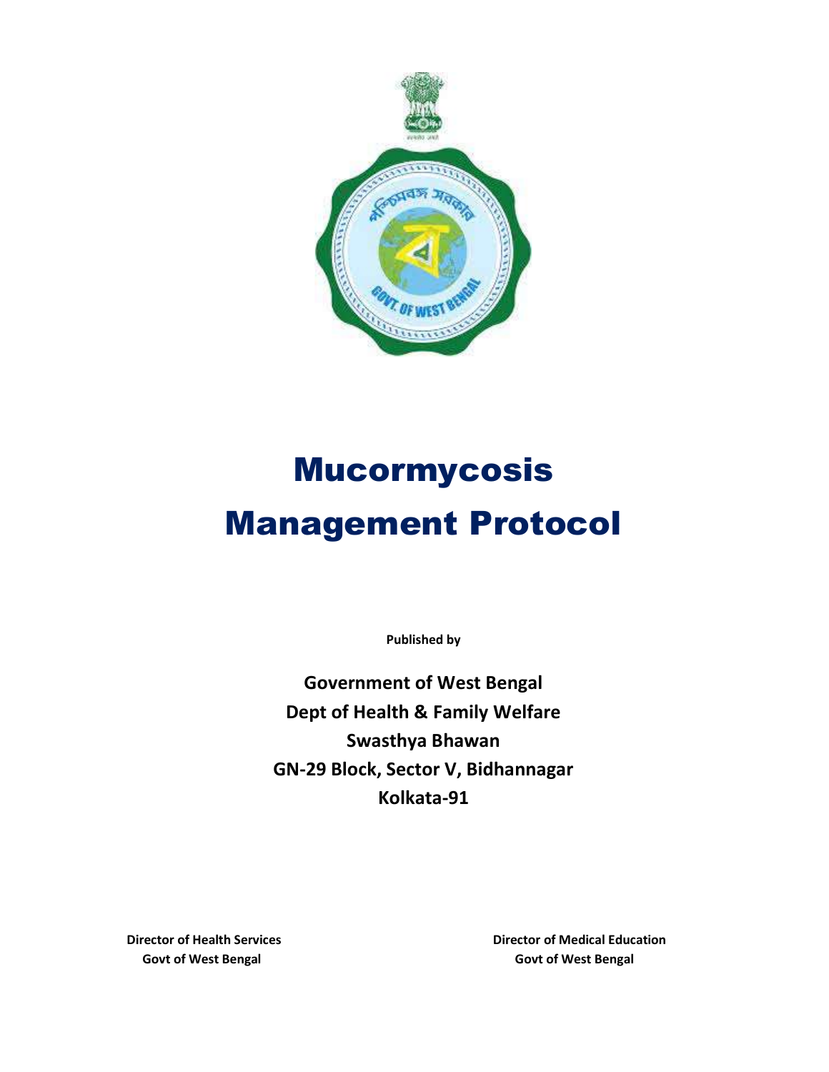# Mucormycosis Management Protocol

**Published by**

**Government of West Bengal**
**Dept of Health & Family Welfare**
**Swasthya Bhawan**
**GN-29 Block, Sector V, Bidhannagar**
**Kolkata-91**

**Director of Health Services**
**Govt of West Bengal**

**Director of Medical Education**
**Govt of West Bengal**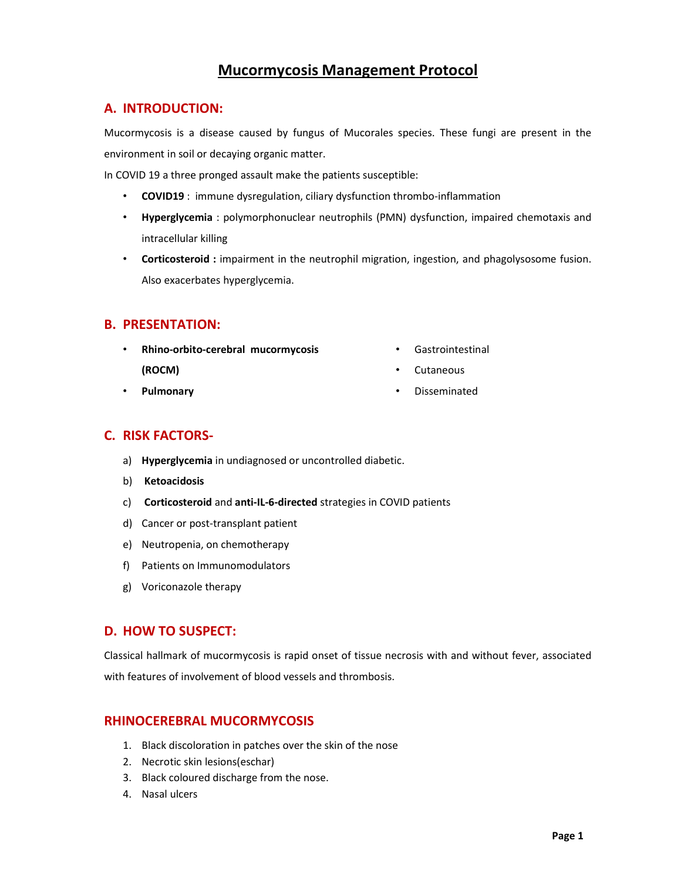# Mucormycosis Management Protocol

## A. INTRODUCTION:

Mucormycosis is a disease caused by fungus of Mucorales species. These fungi are present in the environment in soil or decaying organic matter.

In COVID 19 a three pronged assault make the patients susceptible:

- **COVID19** : immune dysregulation, ciliary dysfunction thrombo-inflammation
- **Hyperglycemia** : polymorphonuclear neutrophils (PMN) dysfunction, impaired chemotaxis and intracellular killing
- **Corticosteroid :** impairment in the neutrophil migration, ingestion, and phagolysosome fusion. Also exacerbates hyperglycemia.

## B. PRESENTATION:

- **Rhino-orbito-cerebral mucormycosis (ROCM)**
- **Pulmonary**
- Gastrointestinal
- Cutaneous
- Disseminated

## C. RISK FACTORS-

a) **Hyperglycemia** in undiagnosed or uncontrolled diabetic.

b) **Ketoacidosis**

c) **Corticosteroid** and **anti-IL-6-directed** strategies in COVID patients

d) Cancer or post-transplant patient

e) Neutropenia, on chemotherapy

f) Patients on Immunomodulators

g) Voriconazole therapy

## D. HOW TO SUSPECT:

Classical hallmark of mucormycosis is rapid onset of tissue necrosis with and without fever, associated with features of involvement of blood vessels and thrombosis.

## RHINOCEREBRAL MUCORMYCOSIS

1. Black discoloration in patches over the skin of the nose
2. Necrotic skin lesions(eschar)
3. Black coloured discharge from the nose.
4. Nasal ulcers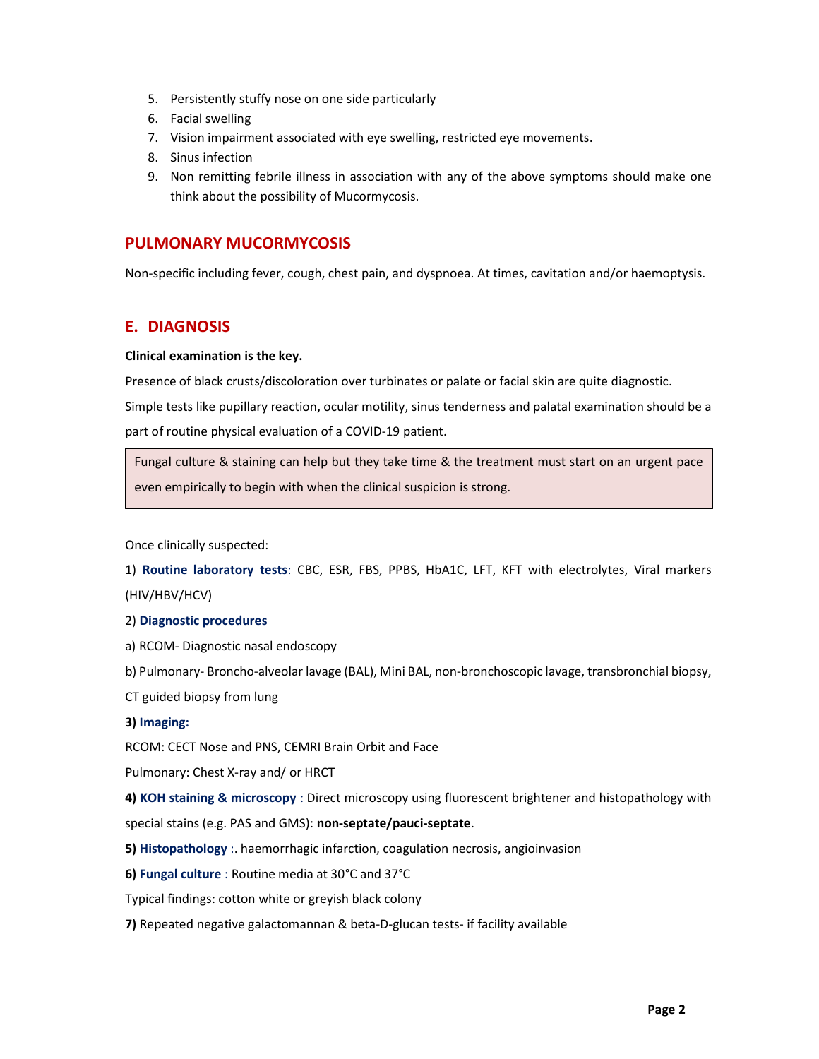5. Persistently stuffy nose on one side particularly
6. Facial swelling
7. Vision impairment associated with eye swelling, restricted eye movements.
8. Sinus infection
9. Non remitting febrile illness in association with any of the above symptoms should make one think about the possibility of Mucormycosis.

## PULMONARY MUCORMYCOSIS

Non-specific including fever, cough, chest pain, and dyspnoea. At times, cavitation and/or haemoptysis.

## E. DIAGNOSIS

**Clinical examination is the key.**

Presence of black crusts/discoloration over turbinates or palate or facial skin are quite diagnostic.

Simple tests like pupillary reaction, ocular motility, sinus tenderness and palatal examination should be a part of routine physical evaluation of a COVID-19 patient.

> Fungal culture & staining can help but they take time & the treatment must start on an urgent pace even empirically to begin with when the clinical suspicion is strong.

Once clinically suspected:

1) **Routine laboratory tests**: CBC, ESR, FBS, PPBS, HbA1C, LFT, KFT with electrolytes, Viral markers (HIV/HBV/HCV)

2) **Diagnostic procedures**

a) RCOM- Diagnostic nasal endoscopy

b) Pulmonary- Broncho-alveolar lavage (BAL), Mini BAL, non-bronchoscopic lavage, transbronchial biopsy, CT guided biopsy from lung

**3) Imaging:**

RCOM: CECT Nose and PNS, CEMRI Brain Orbit and Face

Pulmonary: Chest X-ray and/ or HRCT

**4) KOH staining & microscopy** : Direct microscopy using fluorescent brightener and histopathology with special stains (e.g. PAS and GMS): **non-septate/pauci-septate**.

**5) Histopathology** :. haemorrhagic infarction, coagulation necrosis, angioinvasion

**6) Fungal culture** : Routine media at 30°C and 37°C

Typical findings: cotton white or greyish black colony

**7)** Repeated negative galactomannan & beta-D-glucan tests- if facility available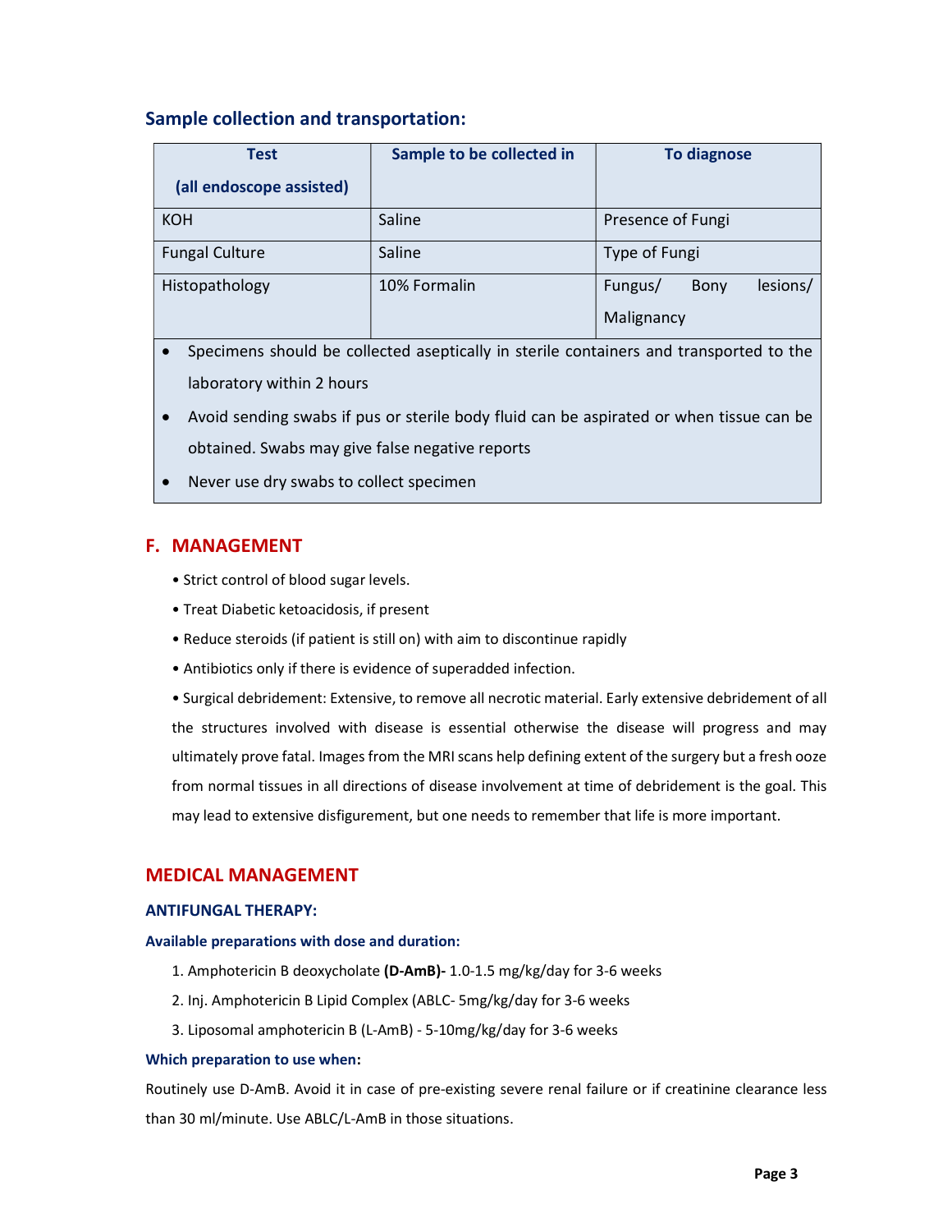### Sample collection and transportation:

| Test (all endoscope assisted) | Sample to be collected in | To diagnose |
|---|---|---|
| KOH | Saline | Presence of Fungi |
| Fungal Culture | Saline | Type of Fungi |
| Histopathology | 10% Formalin | Fungus/ Bony lesions/ Malignancy |

- Specimens should be collected aseptically in sterile containers and transported to the laboratory within 2 hours
- Avoid sending swabs if pus or sterile body fluid can be aspirated or when tissue can be obtained. Swabs may give false negative reports
- Never use dry swabs to collect specimen

## F. MANAGEMENT

- Strict control of blood sugar levels.
- Treat Diabetic ketoacidosis, if present
- Reduce steroids (if patient is still on) with aim to discontinue rapidly
- Antibiotics only if there is evidence of superadded infection.
- Surgical debridement: Extensive, to remove all necrotic material. Early extensive debridement of all the structures involved with disease is essential otherwise the disease will progress and may ultimately prove fatal. Images from the MRI scans help defining extent of the surgery but a fresh ooze from normal tissues in all directions of disease involvement at time of debridement is the goal. This may lead to extensive disfigurement, but one needs to remember that life is more important.

## MEDICAL MANAGEMENT

### ANTIFUNGAL THERAPY:

#### Available preparations with dose and duration:

1. Amphotericin B deoxycholate **(D-AmB)-** 1.0-1.5 mg/kg/day for 3-6 weeks
2. Inj. Amphotericin B Lipid Complex (ABLC- 5mg/kg/day for 3-6 weeks
3. Liposomal amphotericin B (L-AmB) - 5-10mg/kg/day for 3-6 weeks

#### Which preparation to use when:

Routinely use D-AmB. Avoid it in case of pre-existing severe renal failure or if creatinine clearance less than 30 ml/minute. Use ABLC/L-AmB in those situations.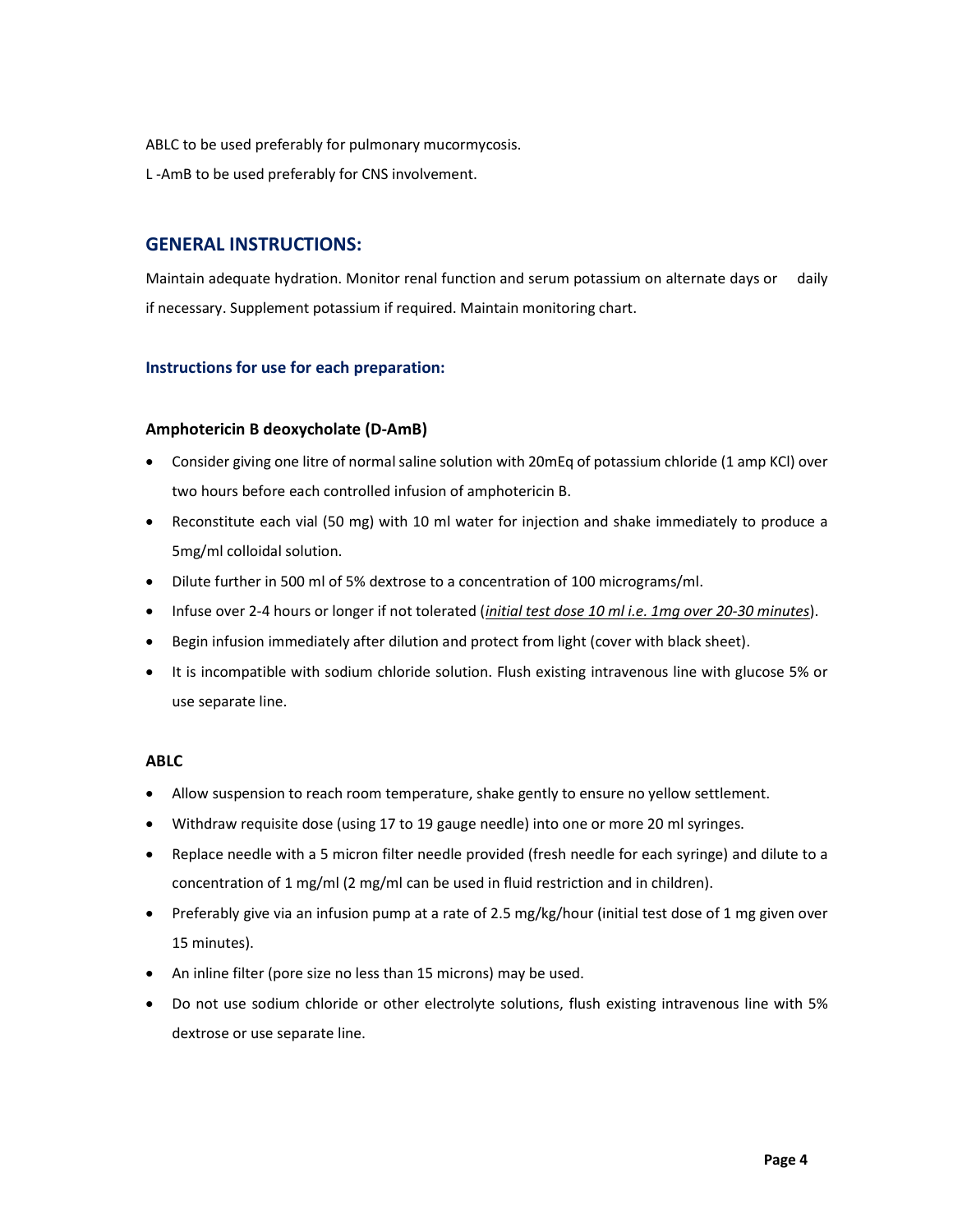ABLC to be used preferably for pulmonary mucormycosis.

L -AmB to be used preferably for CNS involvement.

## GENERAL INSTRUCTIONS:

Maintain adequate hydration. Monitor renal function and serum potassium on alternate days or daily if necessary. Supplement potassium if required. Maintain monitoring chart.

### Instructions for use for each preparation:

#### Amphotericin B deoxycholate (D-AmB)

- Consider giving one litre of normal saline solution with 20mEq of potassium chloride (1 amp KCl) over two hours before each controlled infusion of amphotericin B.
- Reconstitute each vial (50 mg) with 10 ml water for injection and shake immediately to produce a 5mg/ml colloidal solution.
- Dilute further in 500 ml of 5% dextrose to a concentration of 100 micrograms/ml.
- Infuse over 2-4 hours or longer if not tolerated (*initial test dose 10 ml i.e. 1mg over 20-30 minutes*).
- Begin infusion immediately after dilution and protect from light (cover with black sheet).
- It is incompatible with sodium chloride solution. Flush existing intravenous line with glucose 5% or use separate line.

#### ABLC

- Allow suspension to reach room temperature, shake gently to ensure no yellow settlement.
- Withdraw requisite dose (using 17 to 19 gauge needle) into one or more 20 ml syringes.
- Replace needle with a 5 micron filter needle provided (fresh needle for each syringe) and dilute to a concentration of 1 mg/ml (2 mg/ml can be used in fluid restriction and in children).
- Preferably give via an infusion pump at a rate of 2.5 mg/kg/hour (initial test dose of 1 mg given over 15 minutes).
- An inline filter (pore size no less than 15 microns) may be used.
- Do not use sodium chloride or other electrolyte solutions, flush existing intravenous line with 5% dextrose or use separate line.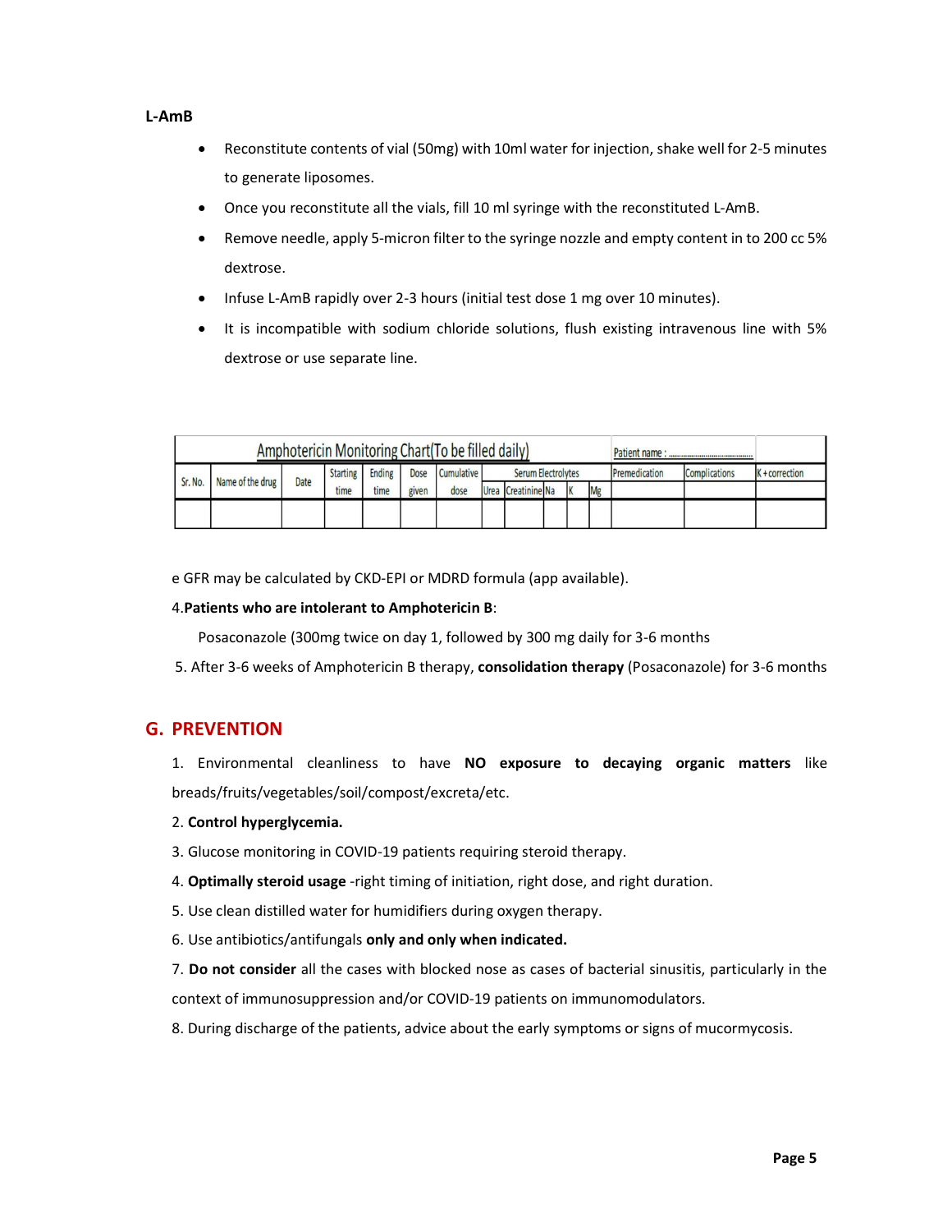**L-AmB**

- Reconstitute contents of vial (50mg) with 10ml water for injection, shake well for 2-5 minutes to generate liposomes.
- Once you reconstitute all the vials, fill 10 ml syringe with the reconstituted L-AmB.
- Remove needle, apply 5-micron filter to the syringe nozzle and empty content in to 200 cc 5% dextrose.
- Infuse L-AmB rapidly over 2-3 hours (initial test dose 1 mg over 10 minutes).
- It is incompatible with sodium chloride solutions, flush existing intravenous line with 5% dextrose or use separate line.

| Amphotericin Monitoring Chart(To be filled daily) | | | | | | | | | | | | | Patient name : ..................................... | | |
|---|---|---|---|---|---|---|---|---|---|---|---|---|---|---|---|
| Sr. No. | Name of the drug | Date | Starting time | Ending time | Dose given | Cumulative dose | Serum Electrolytes | | | | | | Premedication | Complications | K+correction |
| | | | | | | | Urea | Creatinine | Na | K | Mg | | | | |
| | | | | | | | | | | | | | | | |

e GFR may be calculated by CKD-EPI or MDRD formula (app available).

4.**Patients who are intolerant to Amphotericin B**:

Posaconazole (300mg twice on day 1, followed by 300 mg daily for 3-6 months

5. After 3-6 weeks of Amphotericin B therapy, **consolidation therapy** (Posaconazole) for 3-6 months

## G. PREVENTION

1. Environmental cleanliness to have **NO exposure to decaying organic matters** like breads/fruits/vegetables/soil/compost/excreta/etc.
2. **Control hyperglycemia.**
3. Glucose monitoring in COVID-19 patients requiring steroid therapy.
4. **Optimally steroid usage** -right timing of initiation, right dose, and right duration.
5. Use clean distilled water for humidifiers during oxygen therapy.
6. Use antibiotics/antifungals **only and only when indicated.**
7. **Do not consider** all the cases with blocked nose as cases of bacterial sinusitis, particularly in the context of immunosuppression and/or COVID-19 patients on immunomodulators.
8. During discharge of the patients, advice about the early symptoms or signs of mucormycosis.